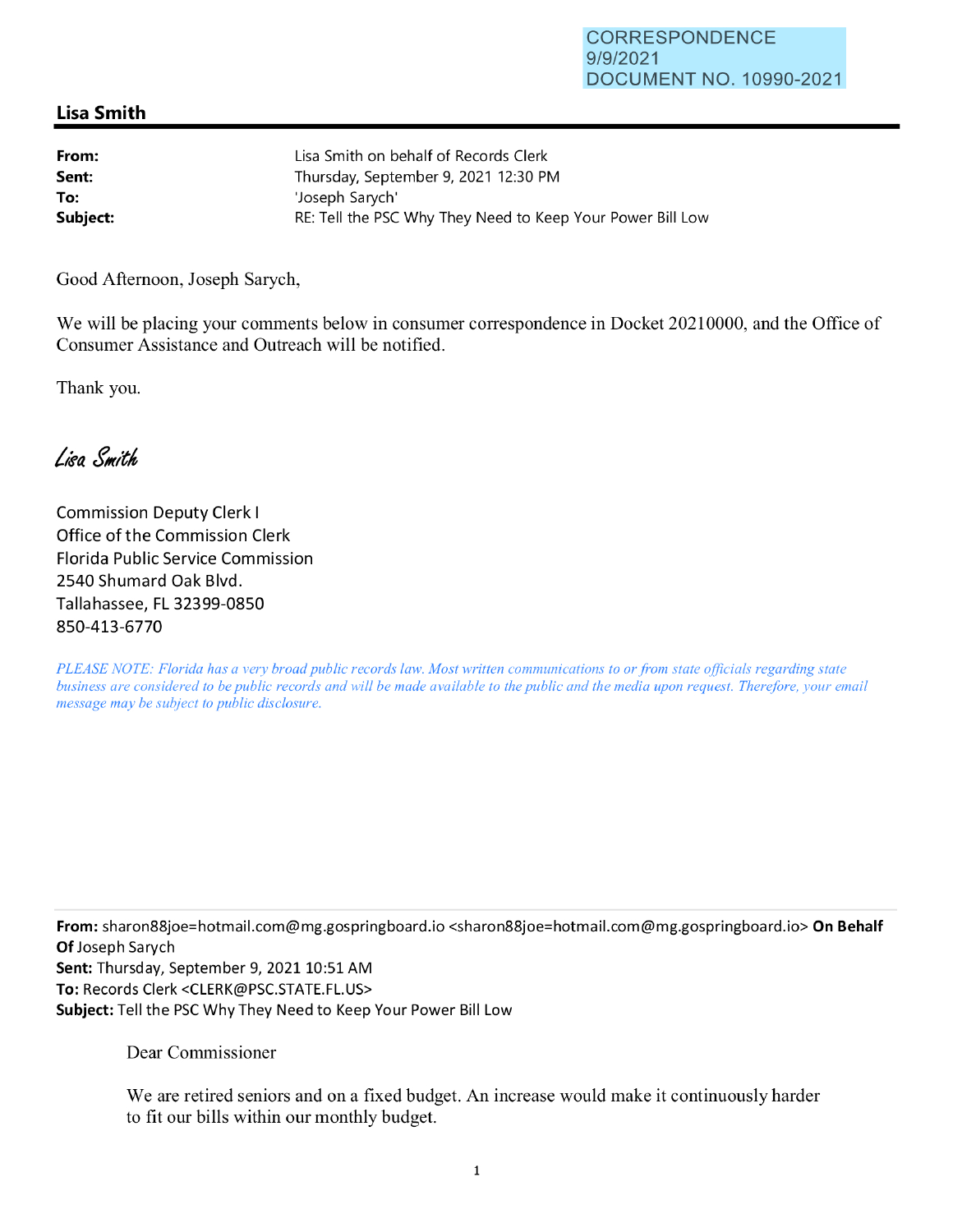CORRESPONDENCE
9/9/2021
DOCUMENT NO. 10990-2021

## Lisa Smith

**From:** Lisa Smith on behalf of Records Clerk
**Sent:** Thursday, September 9, 2021 12:30 PM
**To:** 'Joseph Sarych'
**Subject:** RE: Tell the PSC Why They Need to Keep Your Power Bill Low

Good Afternoon, Joseph Sarych,

We will be placing your comments below in consumer correspondence in Docket 20210000, and the Office of Consumer Assistance and Outreach will be notified.

Thank you.

*Lisa Smith*

Commission Deputy Clerk I
Office of the Commission Clerk
Florida Public Service Commission
2540 Shumard Oak Blvd.
Tallahassee, FL 32399-0850
850-413-6770

*PLEASE NOTE: Florida has a very broad public records law. Most written communications to or from state officials regarding state business are considered to be public records and will be made available to the public and the media upon request. Therefore, your email message may be subject to public disclosure.*

---

**From:** sharon88joe=hotmail.com@mg.gospringboard.io <sharon88joe=hotmail.com@mg.gospringboard.io> **On Behalf Of** Joseph Sarych
**Sent:** Thursday, September 9, 2021 10:51 AM
**To:** Records Clerk <CLERK@PSC.STATE.FL.US>
**Subject:** Tell the PSC Why They Need to Keep Your Power Bill Low

Dear Commissioner

We are retired seniors and on a fixed budget. An increase would make it continuously harder to fit our bills within our monthly budget.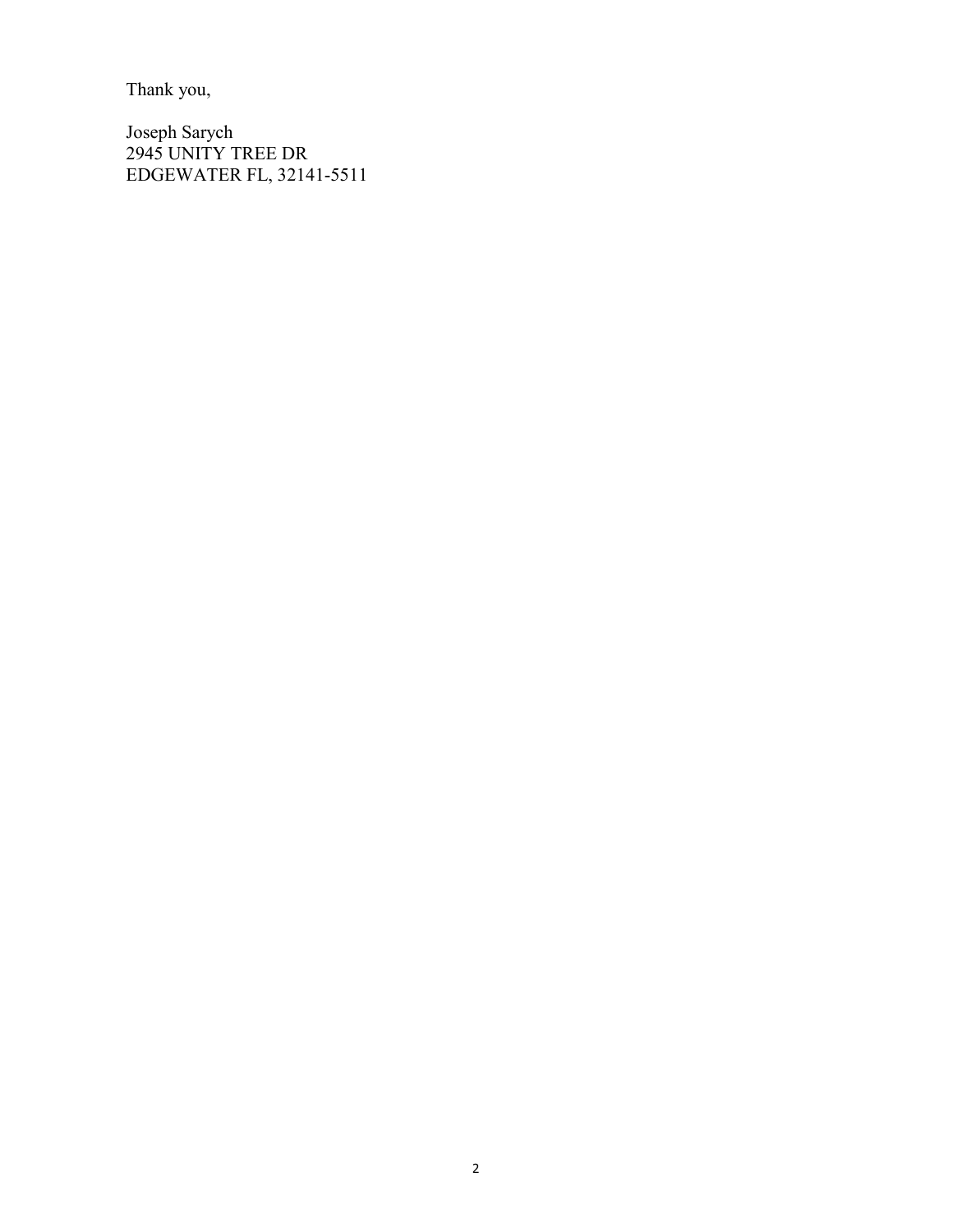Thank you,

Joseph Sarych
2945 UNITY TREE DR
EDGEWATER FL, 32141-5511